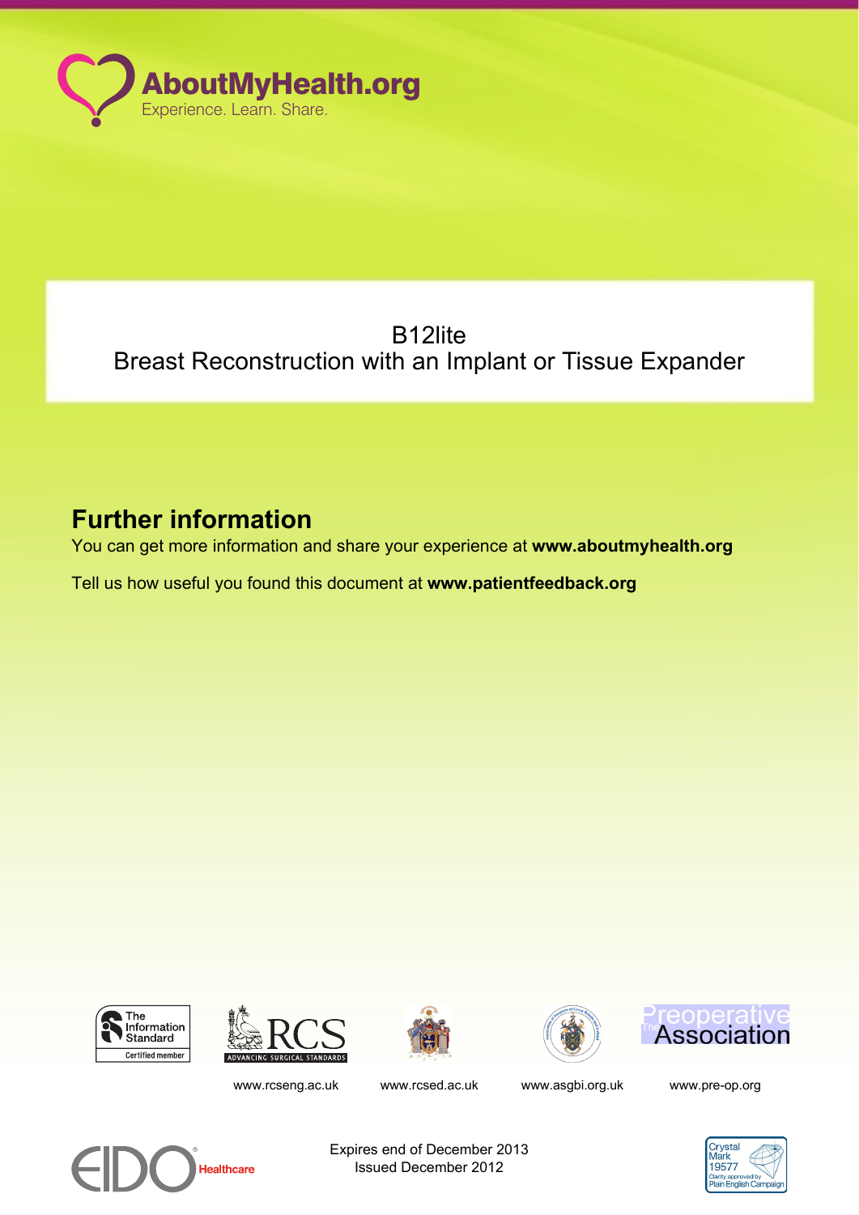AboutMyHealth.org

Experience. Learn. Share.

# B12lite
# Breast Reconstruction with an Implant or Tissue Expander

## Further information

You can get more information and share your experience at **www.aboutmyhealth.org**

Tell us how useful you found this document at **www.patientfeedback.org**

www.rcseng.ac.uk

www.rcsed.ac.uk

www.asgbi.org.uk

www.pre-op.org

Expires end of December 2013
Issued December 2012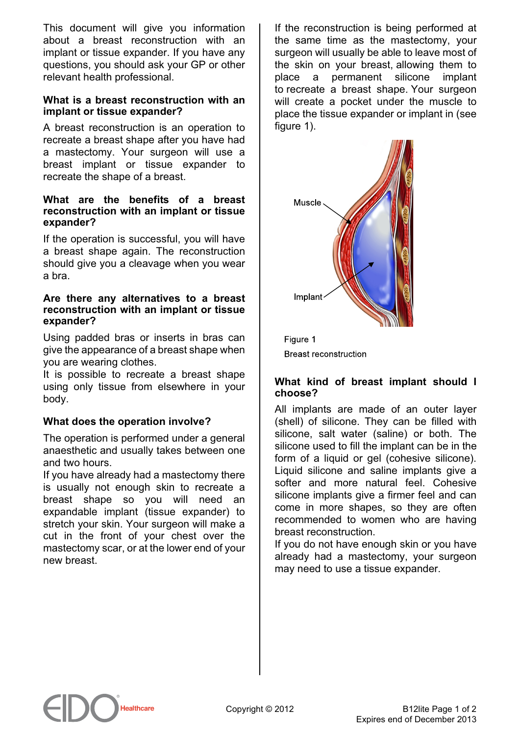This document will give you information about a breast reconstruction with an implant or tissue expander. If you have any questions, you should ask your GP or other relevant health professional.

### What is a breast reconstruction with an implant or tissue expander?

A breast reconstruction is an operation to recreate a breast shape after you have had a mastectomy. Your surgeon will use a breast implant or tissue expander to recreate the shape of a breast.

### What are the benefits of a breast reconstruction with an implant or tissue expander?

If the operation is successful, you will have a breast shape again. The reconstruction should give you a cleavage when you wear a bra.

### Are there any alternatives to a breast reconstruction with an implant or tissue expander?

Using padded bras or inserts in bras can give the appearance of a breast shape when you are wearing clothes.

It is possible to recreate a breast shape using only tissue from elsewhere in your body.

### What does the operation involve?

The operation is performed under a general anaesthetic and usually takes between one and two hours.

If you have already had a mastectomy there is usually not enough skin to recreate a breast shape so you will need an expandable implant (tissue expander) to stretch your skin. Your surgeon will make a cut in the front of your chest over the mastectomy scar, or at the lower end of your new breast.

If the reconstruction is being performed at the same time as the mastectomy, your surgeon will usually be able to leave most of the skin on your breast, allowing them to place a permanent silicone implant to recreate a breast shape. Your surgeon will create a pocket under the muscle to place the tissue expander or implant in (see figure 1).

Muscle

Implant

Figure 1
Breast reconstruction

### What kind of breast implant should I choose?

All implants are made of an outer layer (shell) of silicone. They can be filled with silicone, salt water (saline) or both. The silicone used to fill the implant can be in the form of a liquid or gel (cohesive silicone). Liquid silicone and saline implants give a softer and more natural feel. Cohesive silicone implants give a firmer feel and can come in more shapes, so they are often recommended to women who are having breast reconstruction.

If you do not have enough skin or you have already had a mastectomy, your surgeon may need to use a tissue expander.

Copyright © 2012

B12lite Page 1 of 2
Expires end of December 2013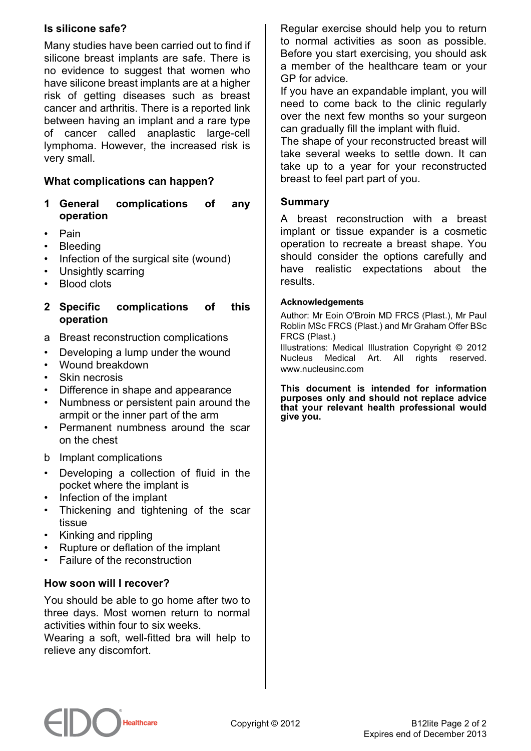## Is silicone safe?

Many studies have been carried out to find if silicone breast implants are safe. There is no evidence to suggest that women who have silicone breast implants are at a higher risk of getting diseases such as breast cancer and arthritis. There is a reported link between having an implant and a rare type of cancer called anaplastic large-cell lymphoma. However, the increased risk is very small.

## What complications can happen?

### 1 General complications of any operation

- Pain
- Bleeding
- Infection of the surgical site (wound)
- Unsightly scarring
- Blood clots

### 2 Specific complications of this operation

a Breast reconstruction complications

- Developing a lump under the wound
- Wound breakdown
- Skin necrosis
- Difference in shape and appearance
- Numbness or persistent pain around the armpit or the inner part of the arm
- Permanent numbness around the scar on the chest

b Implant complications

- Developing a collection of fluid in the pocket where the implant is
- Infection of the implant
- Thickening and tightening of the scar tissue
- Kinking and rippling
- Rupture or deflation of the implant
- Failure of the reconstruction

## How soon will I recover?

You should be able to go home after two to three days. Most women return to normal activities within four to six weeks.

Wearing a soft, well-fitted bra will help to relieve any discomfort.

Regular exercise should help you to return to normal activities as soon as possible. Before you start exercising, you should ask a member of the healthcare team or your GP for advice.

If you have an expandable implant, you will need to come back to the clinic regularly over the next few months so your surgeon can gradually fill the implant with fluid.

The shape of your reconstructed breast will take several weeks to settle down. It can take up to a year for your reconstructed breast to feel part part of you.

## Summary

A breast reconstruction with a breast implant or tissue expander is a cosmetic operation to recreate a breast shape. You should consider the options carefully and have realistic expectations about the results.

#### Acknowledgements

Author: Mr Eoin O'Broin MD FRCS (Plast.), Mr Paul Roblin MSc FRCS (Plast.) and Mr Graham Offer BSc FRCS (Plast.)

Illustrations: Medical Illustration Copyright © 2012 Nucleus Medical Art. All rights reserved. www.nucleusinc.com

**This document is intended for information purposes only and should not replace advice that your relevant health professional would give you.**